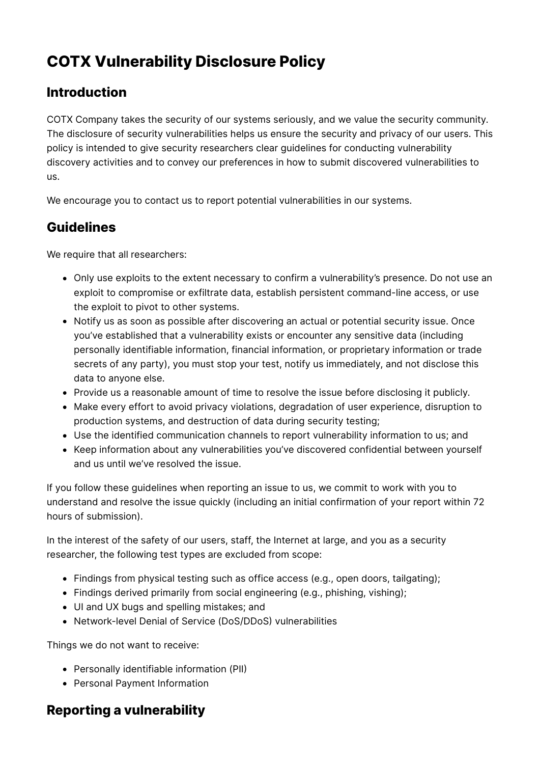# COTX Vulnerability Disclosure Policy

## Introduction

COTX Company takes the security of our systems seriously, and we value the security community. The disclosure of security vulnerabilities helps us ensure the security and privacy of our users. This policy is intended to give security researchers clear guidelines for conducting vulnerability discovery activities and to convey our preferences in how to submit discovered vulnerabilities to us.

We encourage you to contact us to report potential vulnerabilities in our systems.

## Guidelines

We require that all researchers:

- Only use exploits to the extent necessary to confirm a vulnerability's presence. Do not use an exploit to compromise or exfiltrate data, establish persistent command-line access, or use the exploit to pivot to other systems.
- Notify us as soon as possible after discovering an actual or potential security issue. Once you've established that a vulnerability exists or encounter any sensitive data (including personally identifiable information, financial information, or proprietary information or trade secrets of any party), you must stop your test, notify us immediately, and not disclose this data to anyone else.
- Provide us a reasonable amount of time to resolve the issue before disclosing it publicly.
- Make every effort to avoid privacy violations, degradation of user experience, disruption to production systems, and destruction of data during security testing;
- Use the identified communication channels to report vulnerability information to us; and
- Keep information about any vulnerabilities you've discovered confidential between yourself and us until we've resolved the issue.

If you follow these guidelines when reporting an issue to us, we commit to work with you to understand and resolve the issue quickly (including an initial confirmation of your report within 72 hours of submission).

In the interest of the safety of our users, staff, the Internet at large, and you as a security researcher, the following test types are excluded from scope:

- Findings from physical testing such as office access (e.g., open doors, tailgating);
- Findings derived primarily from social engineering (e.g., phishing, vishing);
- UI and UX bugs and spelling mistakes; and
- Network-level Denial of Service (DoS/DDoS) vulnerabilities

Things we do not want to receive:

- Personally identifiable information (PII)
- Personal Payment Information

## Reporting a vulnerability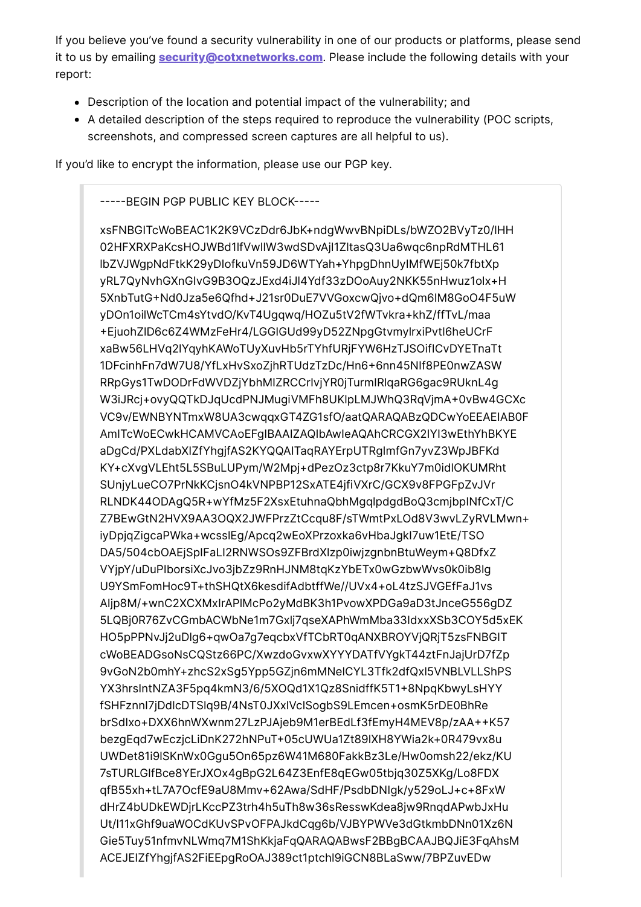If you believe you've found a security vulnerability in one of our products or platforms, please send it to us by emailing **security@cotxnetworks.com**. Please include the following details with your report:

- Description of the location and potential impact of the vulnerability; and
- A detailed description of the steps required to reproduce the vulnerability (POC scripts, screenshots, and compressed screen captures are all helpful to us).

If you'd like to encrypt the information, please use our PGP key.

```
-----BEGIN PGP PUBLIC KEY BLOCK-----

xsFNBGITcWoBEAC1K2K9VCzDdr6JbK+ndgWwvBNpiDLs/bWZO2BVyTz0/lHH
02HFXRXPaKcsHOJWBd1lfVwIlW3wdSDvAjl1ZltasQ3Ua6wqc6npRdMTHL61
lbZVJWgpNdFtkK29yDlofkuVn59JD6WTYah+YhpgDhnUyIMfWEj50k7fbtXp
yRL7QyNvhGXnGIvG9B3OQzJExd4iJl4Ydf33zDOoAuy2NKK55nHwuz1olx+H
5XnbTutG+Nd0Jza5e6Qfhd+J21sr0DuE7VVGoxcwQjvo+dQm6lM8GoO4F5uW
yDOn1oilWcTCm4sYtvdO/KvT4Ugqwq/HOZu5tV2fWTvkra+khZ/ffTvL/maa
+EjuohZlD6c6Z4WMzFeHr4/LGGlGUd99yD52ZNpgGtvmylrxiPvtl6heUCrF
xaBw56LHVq2lYqyhKAWoTUyXuvHb5rTYhfURjFYW6HzTJSOifICvDYETnaTt
1DFcinhFn7dW7U8/YfLxHvSxoZjhRTUdzTzDc/Hn6+6nn45NIf8PE0nwZASW
RRpGys1TwDODrFdWVDZjYbhMlZRCCrlvjYR0jTurmlRlqaRG6gac9RUknL4g
W3iJRcj+ovyQQTkDJqUcdPNJMugiVMFh8UKlpLMJWhQ3RqVjmA+0vBw4GCXc
VC9v/EWNBYNTmxW8UA3cwqqxGT4ZG1sfO/aatQARAQABzQDCwYoEEAEIAB0F
AmITcWoECwkHCAMVCAoEFgIBAAIZAQIbAwIeAQAhCRCGX2IYI3wEthYhBKYE
aDgCd/PXLdabXlZfYhgjfAS2KYQQAITaqRAYErpUTRglmfGn7yvZ3WpJBFKd
KY+cXvgVLEht5L5SBuLUPym/W2Mpj+dPezOz3ctp8r7KkuY7m0idlOKUMRht
SUnjyLueCO7PrNkKCjsnO4kVNPBP12SxATE4jfiVXrC/GCX9v8FPGFpZvJVr
RLNDK44ODAgQ5R+wYfMz5F2XsxEtuhnaQbhMgqlpdgdBoQ3cmjbpINfCxT/C
Z7BEwGtN2HVX9AA3OQX2JWFPrzZtCcqu8F/sTWmtPxLOd8V3wvLZyRVLMwn+
iyDpjqZigcaPWka+wcsslEg/Apcq2wEoXPrzoxka6vHbaJgkl7uw1EtE/TSO
DA5/504cbOAEjSplFaLI2RNWSOs9ZFBrdXlzp0iwjzgnbnBtuWeym+Q8DfxZ
VYjpY/uDuPlborsiXcJvo3jbZz9RnHJNM8tqKzYbETx0wGzbwWvs0k0ib8lg
U9YSmFomHoc9T+thSHQtX6kesdifAdbtffWe//UVx4+oL4tzSJVGEfFaJ1vs
Aljp8M/+wnC2XCXMxlrAPlMcPo2yMdBK3h1PvowXPDGa9aD3tJnceG556gDZ
5LQBj0R76ZvCGmbACWbNe1m7GxIj7qseXAPhWmMba33ldxxXSb3COY5d5xEK
HO5pPPNvJj2uDlg6+qwOa7g7eqcbxVfTCbRT0qANXBROYVjQRjT5zsFNBGIT
cWoBEADGsoNsCQStz66PC/XwzdoGvxwXYYYDATfVYgkT44ztFnJajUrD7fZp
9vGoN2b0mhY+zhcS2xSg5Ypp5GZjn6mMNelCYL3Tfk2dfQxl5VNBLVLLShPS
YX3hrslntNZA3F5pq4kmN3/6/5XOQd1X1Qz8SnidffK5T1+8NpqKbwyLsHYY
fSHFznnl7jDdlcDTSlq9B/4NsT0JXxlVclSogbS9LEmcen+osmK5rDE0BhRe
brSdlxo+DXX6hnWXwnm27LzPJAjeb9M1erBEdLf3fEmyH4MEV8p/zAA++K57
bezgEqd7wEczjcLiDnK272hNPuT+05cUWUa1Zt89lXH8YWia2k+0R479vx8u
UWDet81i9lSKnWx0Ggu5On65pz6W41M680FakkBz3Le/Hw0omsh22/ekz/KU
7sTURLGlfBce8YErJXOx4gBpG2L64Z3EnfE8qEGw05tbjq30Z5XKg/Lo8FDX
qfB55xh+tL7A7OcfE9aU8Mmv+62Awa/SdHF/PsdbDNlgk/y529oLJ+c+8FxW
dHrZ4bUDkEWDjrLKccPZ3trh4h5uTh8w36sResswKdea8jw9RnqdAPwbJxHu
Ut/l11xGhf9uaWOCdKUvSPvOFPAJkdCqg6b/VJBYPWVe3dGtkmbDNn01Xz6N
Gie5Tuy51nfmvNLWmq7M1ShKkjaFqQARAQABwsF2BBgBCAAJBQJiE3FqAhsM
ACEJEIZfYhgjfAS2FiEEpgRoOAJ389ct1ptchl9iGCN8BLaSww/7BPZuvEDw
```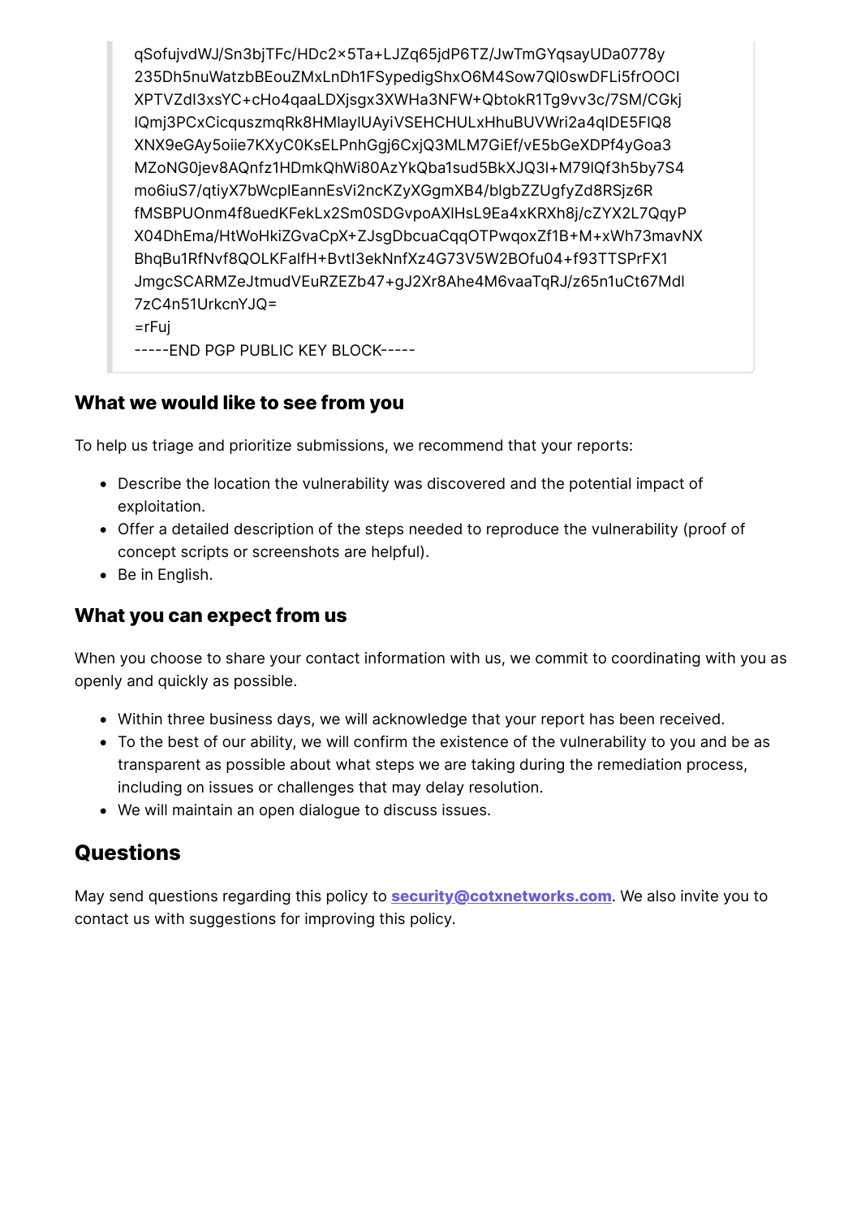```
qSofujvdWJ/Sn3bjTFc/HDc2x5Ta+LJZq65jdP6TZ/JwTmGYqsayUDa0778y
235Dh5nuWatzbBEouZMxLnDh1FSypedigShxO6M4Sow7Ql0swDFLi5frOOCI
XPTVZdI3xsYC+cHo4qaaLDXjsgx3XWHa3NFW+QbtokR1Tg9vv3c/7SM/CGkj
IQmj3PCxCicquszmqRk8HMlaylUAyiVSEHCHULxHhuBUVWri2a4qIDE5FIQ8
XNX9eGAy5oiie7KXyC0KsELPnhGgj6CxjQ3MLM7GiEf/vE5bGeXDPf4yGoa3
MZoNG0jev8AQnfz1HDmkQhWi80AzYkQba1sud5BkXJQ3l+M79lQf3h5by7S4
mo6iuS7/qtiyX7bWcplEannEsVi2ncKZyXGgmXB4/blgbZZUgfyZd8RSjz6R
fMSBPUOnm4f8uedKFekLx2Sm0SDGvpoAXlHsL9Ea4xKRXh8j/cZYX2L7QqyP
X04DhEma/HtWoHkiZGvaCpX+ZJsgDbcuaCqqOTPwqoxZf1B+M+xWh73mavNX
BhqBu1RfNvf8QOLKFalfH+BvtI3ekNnfXz4G73V5W2BOfu04+f93TTSPrFX1
JmgcSCARMZeJtmudVEuRZEZb47+gJ2Xr8Ahe4M6vaaTqRJ/z65n1uCt67Mdl
7zC4n51UrkcnYJQ=
=rFuj
-----END PGP PUBLIC KEY BLOCK-----
```

## What we would like to see from you

To help us triage and prioritize submissions, we recommend that your reports:

- Describe the location the vulnerability was discovered and the potential impact of exploitation.
- Offer a detailed description of the steps needed to reproduce the vulnerability (proof of concept scripts or screenshots are helpful).
- Be in English.

## What you can expect from us

When you choose to share your contact information with us, we commit to coordinating with you as openly and quickly as possible.

- Within three business days, we will acknowledge that your report has been received.
- To the best of our ability, we will confirm the existence of the vulnerability to you and be as transparent as possible about what steps we are taking during the remediation process, including on issues or challenges that may delay resolution.
- We will maintain an open dialogue to discuss issues.

# Questions

May send questions regarding this policy to **security@cotxnetworks.com**. We also invite you to contact us with suggestions for improving this policy.